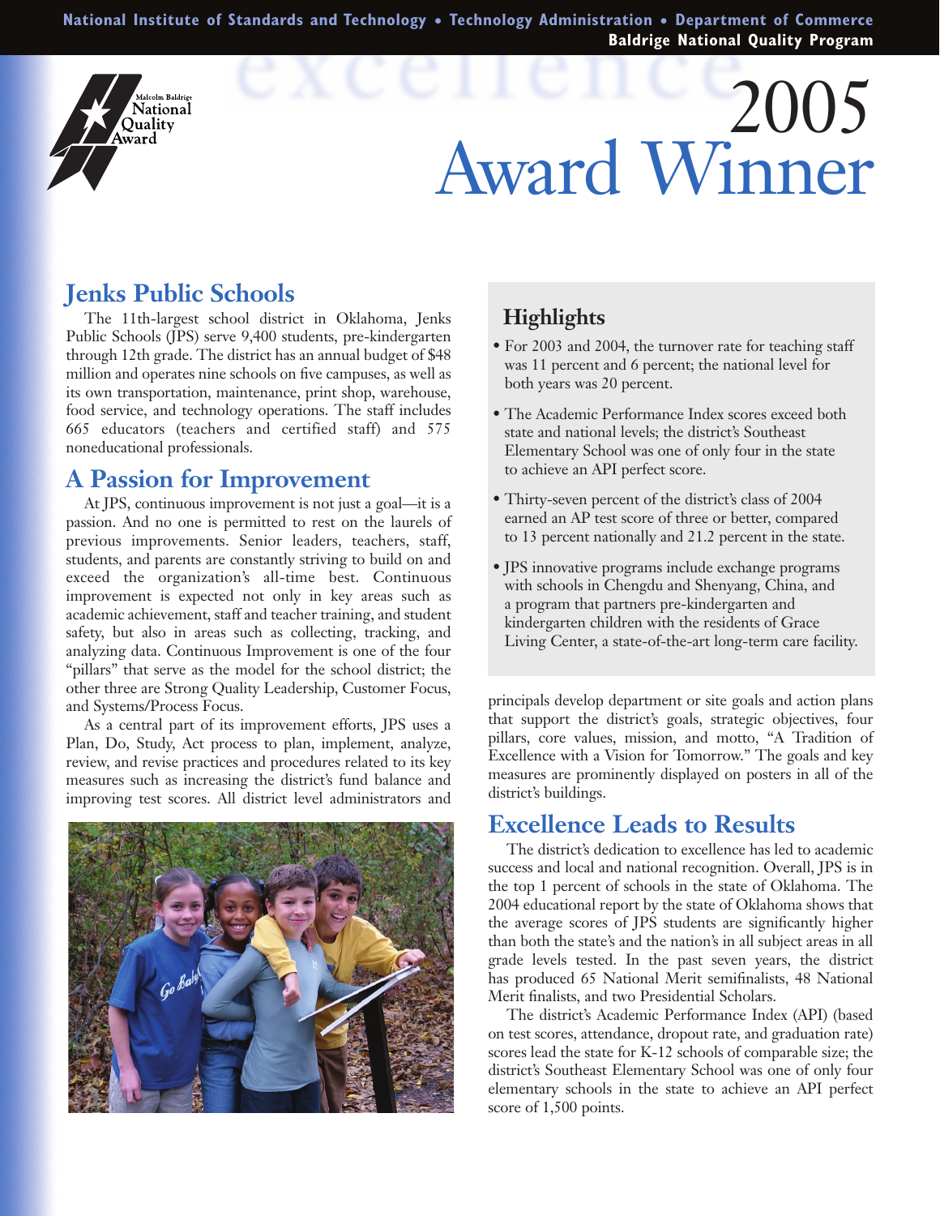National Institute of Standards and Technology • Technology Administration • Department of Commerce
Baldrige National Quality Program

Malcolm Baldrige National Quality Award

# 2005 Award Winner

## Jenks Public Schools

The 11th-largest school district in Oklahoma, Jenks Public Schools (JPS) serve 9,400 students, pre-kindergarten through 12th grade. The district has an annual budget of $48 million and operates nine schools on five campuses, as well as its own transportation, maintenance, print shop, warehouse, food service, and technology operations. The staff includes 665 educators (teachers and certified staff) and 575 noneducational professionals.

## A Passion for Improvement

At JPS, continuous improvement is not just a goal—it is a passion. And no one is permitted to rest on the laurels of previous improvements. Senior leaders, teachers, staff, students, and parents are constantly striving to build on and exceed the organization's all-time best. Continuous improvement is expected not only in key areas such as academic achievement, staff and teacher training, and student safety, but also in areas such as collecting, tracking, and analyzing data. Continuous Improvement is one of the four "pillars" that serve as the model for the school district; the other three are Strong Quality Leadership, Customer Focus, and Systems/Process Focus.

As a central part of its improvement efforts, JPS uses a Plan, Do, Study, Act process to plan, implement, analyze, review, and revise practices and procedures related to its key measures such as increasing the district's fund balance and improving test scores. All district level administrators and principals develop department or site goals and action plans that support the district's goals, strategic objectives, four pillars, core values, mission, and motto, "A Tradition of Excellence with a Vision for Tomorrow." The goals and key measures are prominently displayed on posters in all of the district's buildings.

## Highlights

- For 2003 and 2004, the turnover rate for teaching staff was 11 percent and 6 percent; the national level for both years was 20 percent.
- The Academic Performance Index scores exceed both state and national levels; the district's Southeast Elementary School was one of only four in the state to achieve an API perfect score.
- Thirty-seven percent of the district's class of 2004 earned an AP test score of three or better, compared to 13 percent nationally and 21.2 percent in the state.
- JPS innovative programs include exchange programs with schools in Chengdu and Shenyang, China, and a program that partners pre-kindergarten and kindergarten children with the residents of Grace Living Center, a state-of-the-art long-term care facility.

## Excellence Leads to Results

The district's dedication to excellence has led to academic success and local and national recognition. Overall, JPS is in the top 1 percent of schools in the state of Oklahoma. The 2004 educational report by the state of Oklahoma shows that the average scores of JPS students are significantly higher than both the state's and the nation's in all subject areas in all grade levels tested. In the past seven years, the district has produced 65 National Merit semifinalists, 48 National Merit finalists, and two Presidential Scholars.

The district's Academic Performance Index (API) (based on test scores, attendance, dropout rate, and graduation rate) scores lead the state for K-12 schools of comparable size; the district's Southeast Elementary School was one of only four elementary schools in the state to achieve an API perfect score of 1,500 points.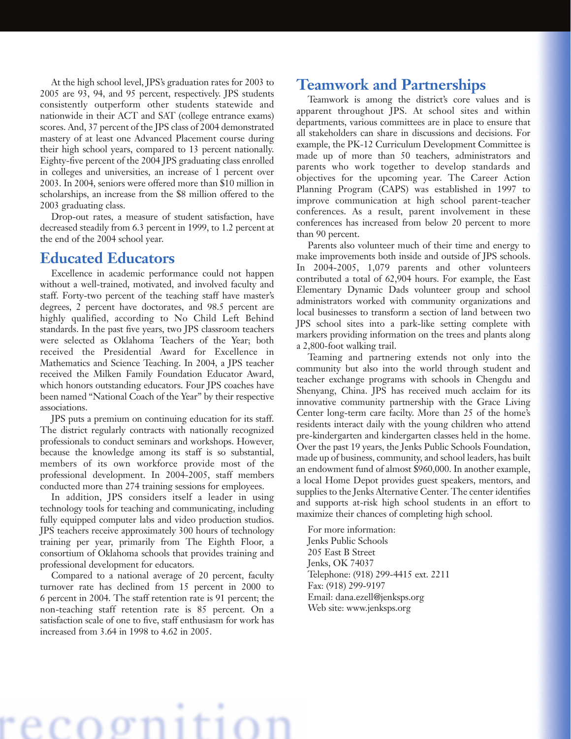At the high school level, JPS's graduation rates for 2003 to 2005 are 93, 94, and 95 percent, respectively. JPS students consistently outperform other students statewide and nationwide in their ACT and SAT (college entrance exams) scores. And, 37 percent of the JPS class of 2004 demonstrated mastery of at least one Advanced Placement course during their high school years, compared to 13 percent nationally. Eighty-five percent of the 2004 JPS graduating class enrolled in colleges and universities, an increase of 1 percent over 2003. In 2004, seniors were offered more than $10 million in scholarships, an increase from the $8 million offered to the 2003 graduating class.

Drop-out rates, a measure of student satisfaction, have decreased steadily from 6.3 percent in 1999, to 1.2 percent at the end of the 2004 school year.

## Educated Educators

Excellence in academic performance could not happen without a well-trained, motivated, and involved faculty and staff. Forty-two percent of the teaching staff have master's degrees, 2 percent have doctorates, and 98.5 percent are highly qualified, according to No Child Left Behind standards. In the past five years, two JPS classroom teachers were selected as Oklahoma Teachers of the Year; both received the Presidential Award for Excellence in Mathematics and Science Teaching. In 2004, a JPS teacher received the Milken Family Foundation Educator Award, which honors outstanding educators. Four JPS coaches have been named "National Coach of the Year" by their respective associations.

JPS puts a premium on continuing education for its staff. The district regularly contracts with nationally recognized professionals to conduct seminars and workshops. However, because the knowledge among its staff is so substantial, members of its own workforce provide most of the professional development. In 2004-2005, staff members conducted more than 274 training sessions for employees.

In addition, JPS considers itself a leader in using technology tools for teaching and communicating, including fully equipped computer labs and video production studios. JPS teachers receive approximately 300 hours of technology training per year, primarily from The Eighth Floor, a consortium of Oklahoma schools that provides training and professional development for educators.

Compared to a national average of 20 percent, faculty turnover rate has declined from 15 percent in 2000 to 6 percent in 2004. The staff retention rate is 91 percent; the non-teaching staff retention rate is 85 percent. On a satisfaction scale of one to five, staff enthusiasm for work has increased from 3.64 in 1998 to 4.62 in 2005.

## Teamwork and Partnerships

Teamwork is among the district's core values and is apparent throughout JPS. At school sites and within departments, various committees are in place to ensure that all stakeholders can share in discussions and decisions. For example, the PK-12 Curriculum Development Committee is made up of more than 50 teachers, administrators and parents who work together to develop standards and objectives for the upcoming year. The Career Action Planning Program (CAPS) was established in 1997 to improve communication at high school parent-teacher conferences. As a result, parent involvement in these conferences has increased from below 20 percent to more than 90 percent.

Parents also volunteer much of their time and energy to make improvements both inside and outside of JPS schools. In 2004-2005, 1,079 parents and other volunteers contributed a total of 62,904 hours. For example, the East Elementary Dynamic Dads volunteer group and school administrators worked with community organizations and local businesses to transform a section of land between two JPS school sites into a park-like setting complete with markers providing information on the trees and plants along a 2,800-foot walking trail.

Teaming and partnering extends not only into the community but also into the world through student and teacher exchange programs with schools in Chengdu and Shenyang, China. JPS has received much acclaim for its innovative community partnership with the Grace Living Center long-term care facilty. More than 25 of the home's residents interact daily with the young children who attend pre-kindergarten and kindergarten classes held in the home. Over the past 19 years, the Jenks Public Schools Foundation, made up of business, community, and school leaders, has built an endowment fund of almost $960,000. In another example, a local Home Depot provides guest speakers, mentors, and supplies to the Jenks Alternative Center. The center identifies and supports at-risk high school students in an effort to maximize their chances of completing high school.

For more information:
Jenks Public Schools
205 East B Street
Jenks, OK 74037
Telephone: (918) 299-4415 ext. 2211
Fax: (918) 299-9197
Email: dana.ezell@jenksps.org
Web site: www.jenksps.org